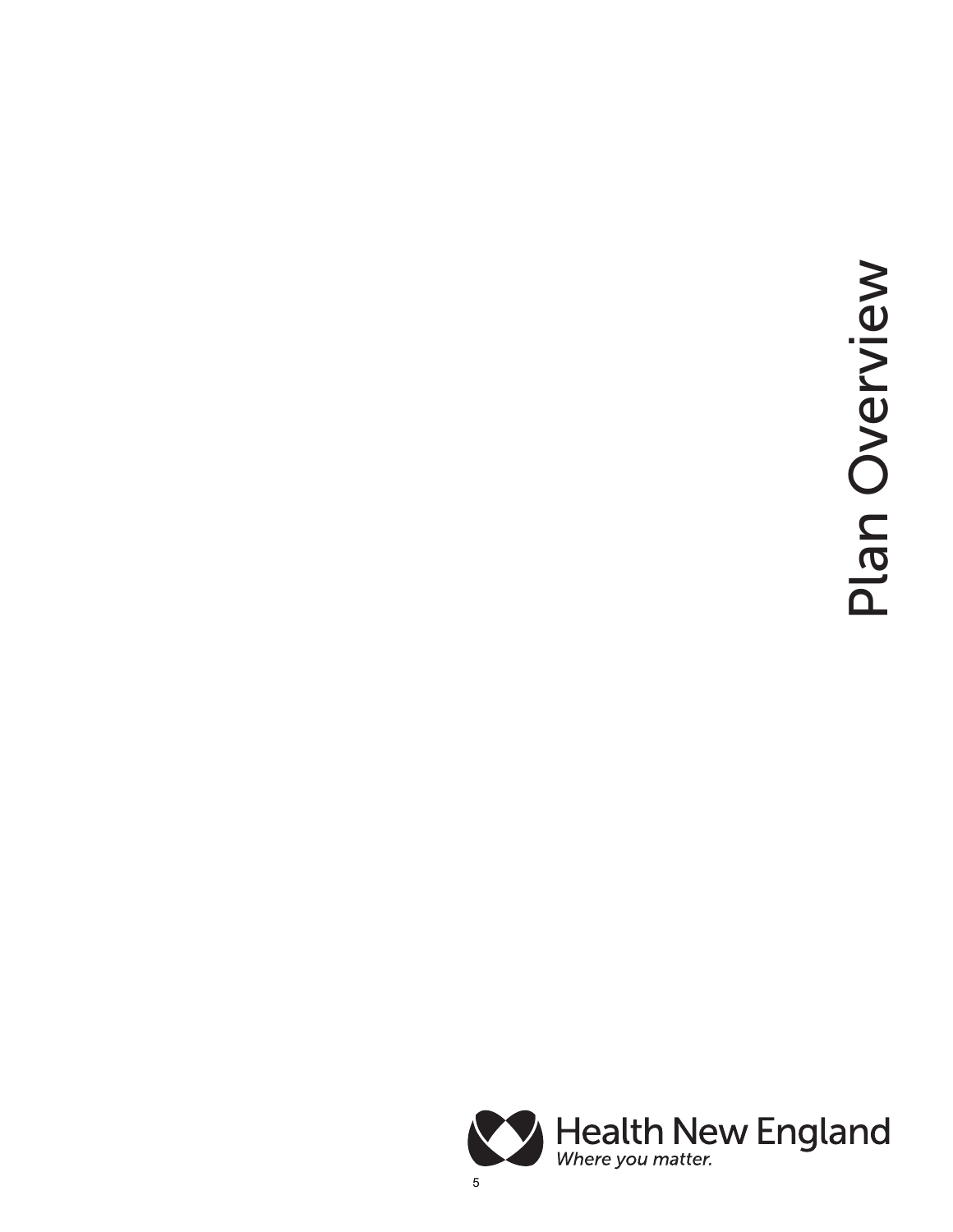# Plan Overview

Health New England

*Where you matter.*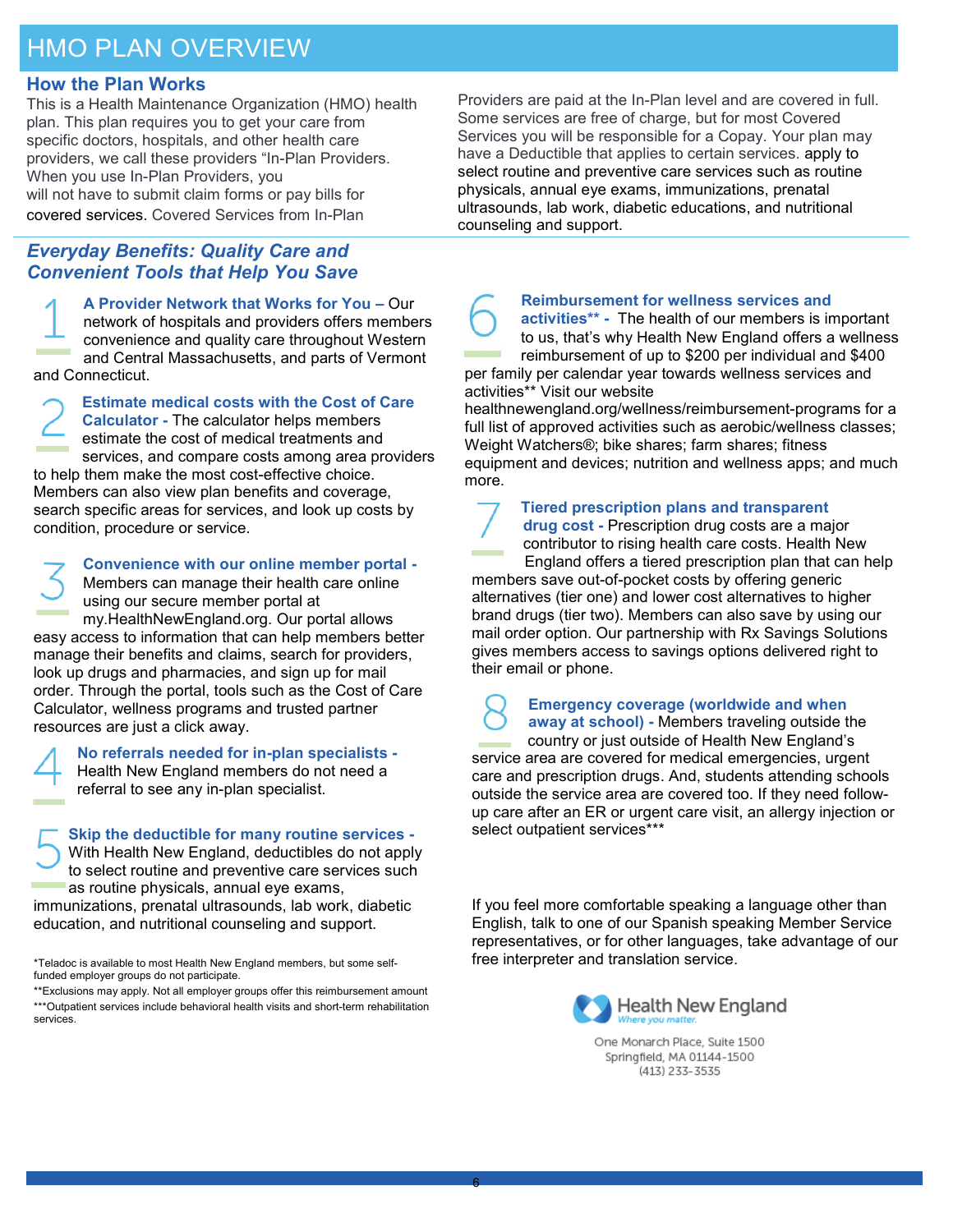# HMO PLAN OVERVIEW

## How the Plan Works

This is a Health Maintenance Organization (HMO) health plan. This plan requires you to get your care from specific doctors, hospitals, and other health care providers, we call these providers "In-Plan Providers. When you use In-Plan Providers, you will not have to submit claim forms or pay bills for covered services. Covered Services from In-Plan Providers are paid at the In-Plan level and are covered in full. Some services are free of charge, but for most Covered Services you will be responsible for a Copay. Your plan may have a Deductible that applies to certain services. apply to select routine and preventive care services such as routine physicals, annual eye exams, immunizations, prenatal ultrasounds, lab work, diabetic educations, and nutritional counseling and support.

## *Everyday Benefits: Quality Care and Convenient Tools that Help You Save*

**1 A Provider Network that Works for You –** Our network of hospitals and providers offers members convenience and quality care throughout Western and Central Massachusetts, and parts of Vermont and Connecticut.

**2 Estimate medical costs with the Cost of Care Calculator -** The calculator helps members estimate the cost of medical treatments and services, and compare costs among area providers to help them make the most cost-effective choice. Members can also view plan benefits and coverage, search specific areas for services, and look up costs by condition, procedure or service.

**3 Convenience with our online member portal -** Members can manage their health care online using our secure member portal at my.HealthNewEngland.org. Our portal allows easy access to information that can help members better manage their benefits and claims, search for providers, look up drugs and pharmacies, and sign up for mail order. Through the portal, tools such as the Cost of Care Calculator, wellness programs and trusted partner resources are just a click away.

**4 No referrals needed for in-plan specialists -** Health New England members do not need a referral to see any in-plan specialist.

**5 Skip the deductible for many routine services -** With Health New England, deductibles do not apply to select routine and preventive care services such as routine physicals, annual eye exams, immunizations, prenatal ultrasounds, lab work, diabetic education, and nutritional counseling and support.

**6 Reimbursement for wellness services and activities\*\* -** The health of our members is important to us, that's why Health New England offers a wellness reimbursement of up to $200 per individual and $400 per family per calendar year towards wellness services and activities** Visit our website healthnewengland.org/wellness/reimbursement-programs for a full list of approved activities such as aerobic/wellness classes; Weight Watchers®; bike shares; farm shares; fitness equipment and devices; nutrition and wellness apps; and much more.

**7 Tiered prescription plans and transparent drug cost -** Prescription drug costs are a major contributor to rising health care costs. Health New England offers a tiered prescription plan that can help members save out-of-pocket costs by offering generic alternatives (tier one) and lower cost alternatives to higher brand drugs (tier two). Members can also save by using our mail order option. Our partnership with Rx Savings Solutions gives members access to savings options delivered right to their email or phone.

**8 Emergency coverage (worldwide and when away at school) -** Members traveling outside the country or just outside of Health New England's service area are covered for medical emergencies, urgent care and prescription drugs. And, students attending schools outside the service area are covered too. If they need follow-up care after an ER or urgent care visit, an allergy injection or select outpatient services***

If you feel more comfortable speaking a language other than English, talk to one of our Spanish speaking Member Service representatives, or for other languages, take advantage of our free interpreter and translation service.

*Teladoc is available to most Health New England members, but some self-funded employer groups do not participate.

**Exclusions may apply. Not all employer groups offer this reimbursement amount

***Outpatient services include behavioral health visits and short-term rehabilitation services.

Health New England
*Where you matter.*

One Monarch Place, Suite 1500
Springfield, MA 01144-1500
(413) 233-3535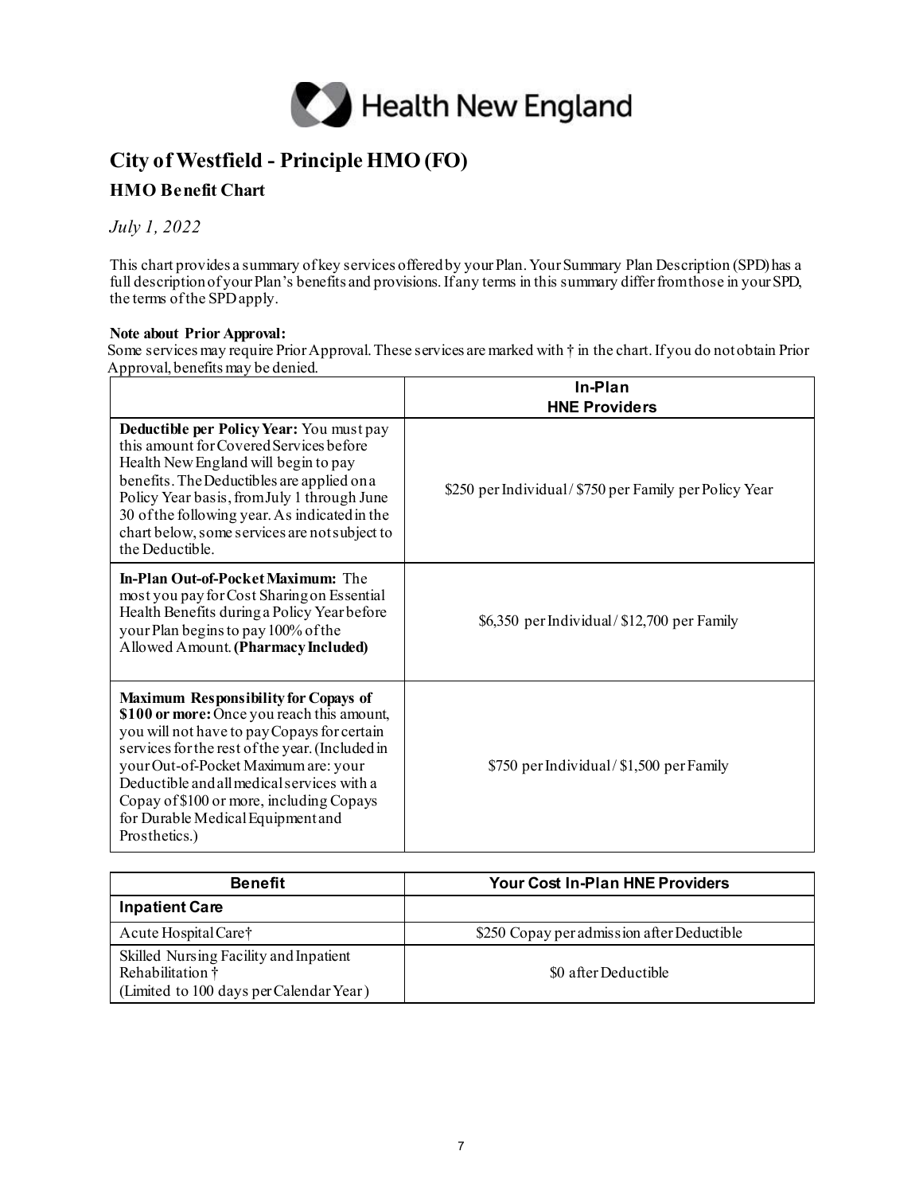**Health New England**

# City of Westfield - Principle HMO (FO)

## HMO Benefit Chart

*July 1, 2022*

This chart provides a summary of key services offered by your Plan. Your Summary Plan Description (SPD) has a full description of your Plan's benefits and provisions. If any terms in this summary differ from those in your SPD, the terms of the SPD apply.

**Note about Prior Approval:**
Some services may require Prior Approval. These services are marked with † in the chart. If you do not obtain Prior Approval, benefits may be denied.

| | In-Plan<br>HNE Providers |
|---|---|
| **Deductible per Policy Year:** You must pay this amount for Covered Services before Health New England will begin to pay benefits. The Deductibles are applied on a Policy Year basis, from July 1 through June 30 of the following year. As indicated in the chart below, some services are not subject to the Deductible. | \$250 per Individual / \$750 per Family per Policy Year |
| **In-Plan Out-of-Pocket Maximum:** The most you pay for Cost Sharing on Essential Health Benefits during a Policy Year before your Plan begins to pay 100% of the Allowed Amount. **(Pharmacy Included)** | \$6,350 per Individual / \$12,700 per Family |
| **Maximum Responsibility for Copays of \$100 or more:** Once you reach this amount, you will not have to pay Copays for certain services for the rest of the year. (Included in your Out-of-Pocket Maximum are: your Deductible and all medical services with a Copay of \$100 or more, including Copays for Durable Medical Equipment and Prosthetics.) | \$750 per Individual / \$1,500 per Family |

| Benefit | Your Cost In-Plan HNE Providers |
|---|---|
| **Inpatient Care** | |
| Acute Hospital Care† | \$250 Copay per admission after Deductible |
| Skilled Nursing Facility and Inpatient Rehabilitation †<br>(Limited to 100 days per Calendar Year) | \$0 after Deductible |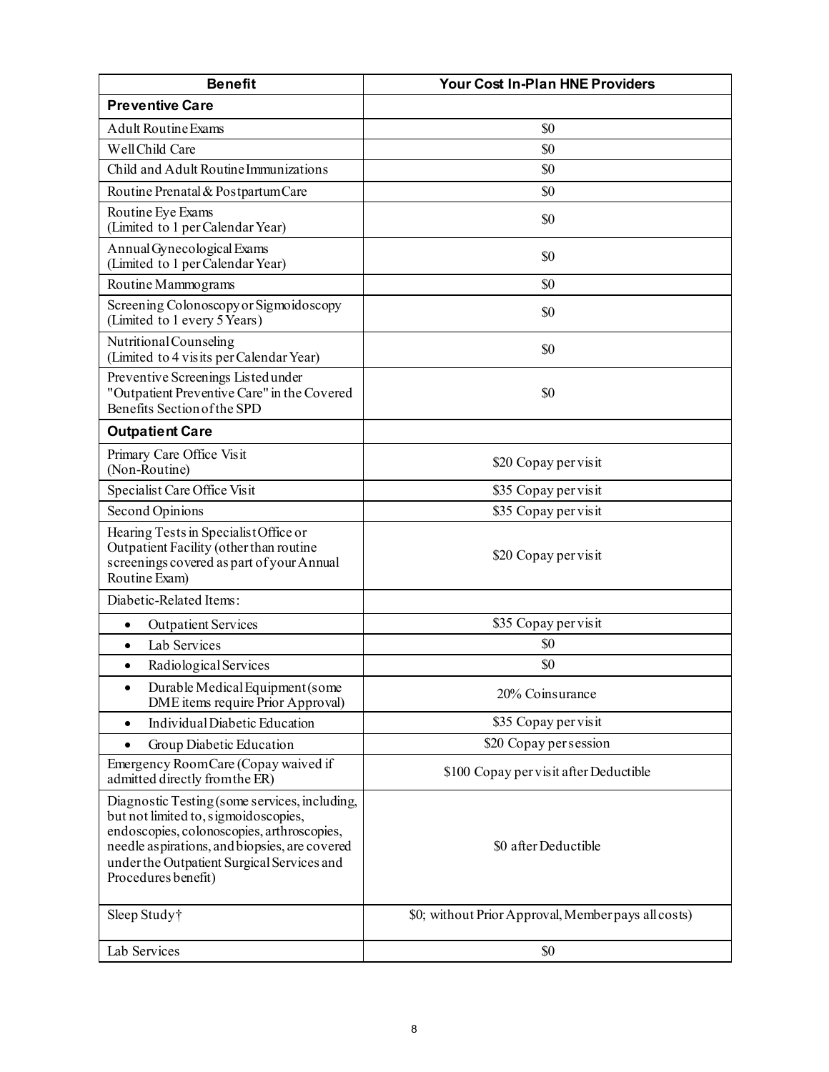| Benefit | Your Cost In-Plan HNE Providers |
|---|---|
| **Preventive Care** | |
| Adult Routine Exams | $0 |
| Well Child Care | $0 |
| Child and Adult Routine Immunizations | $0 |
| Routine Prenatal & Postpartum Care | $0 |
| Routine Eye Exams (Limited to 1 per Calendar Year) | $0 |
| Annual Gynecological Exams (Limited to 1 per Calendar Year) | $0 |
| Routine Mammograms | $0 |
| Screening Colonoscopy or Sigmoidoscopy (Limited to 1 every 5 Years) | $0 |
| Nutritional Counseling (Limited to 4 visits per Calendar Year) | $0 |
| Preventive Screenings Listed under "Outpatient Preventive Care" in the Covered Benefits Section of the SPD | $0 |
| **Outpatient Care** | |
| Primary Care Office Visit (Non-Routine) | $20 Copay per visit |
| Specialist Care Office Visit | $35 Copay per visit |
| Second Opinions | $35 Copay per visit |
| Hearing Tests in Specialist Office or Outpatient Facility (other than routine screenings covered as part of your Annual Routine Exam) | $20 Copay per visit |
| Diabetic-Related Items: | |
| • Outpatient Services | $35 Copay per visit |
| • Lab Services | $0 |
| • Radiological Services | $0 |
| • Durable Medical Equipment (some DME items require Prior Approval) | 20% Coinsurance |
| • Individual Diabetic Education | $35 Copay per visit |
| • Group Diabetic Education | $20 Copay per session |
| Emergency Room Care (Copay waived if admitted directly from the ER) | $100 Copay per visit after Deductible |
| Diagnostic Testing (some services, including, but not limited to, sigmoidoscopies, endoscopies, colonoscopies, arthroscopies, needle aspirations, and biopsies, are covered under the Outpatient Surgical Services and Procedures benefit) | $0 after Deductible |
| Sleep Study† | $0; without Prior Approval, Member pays all costs |
| Lab Services | $0 |